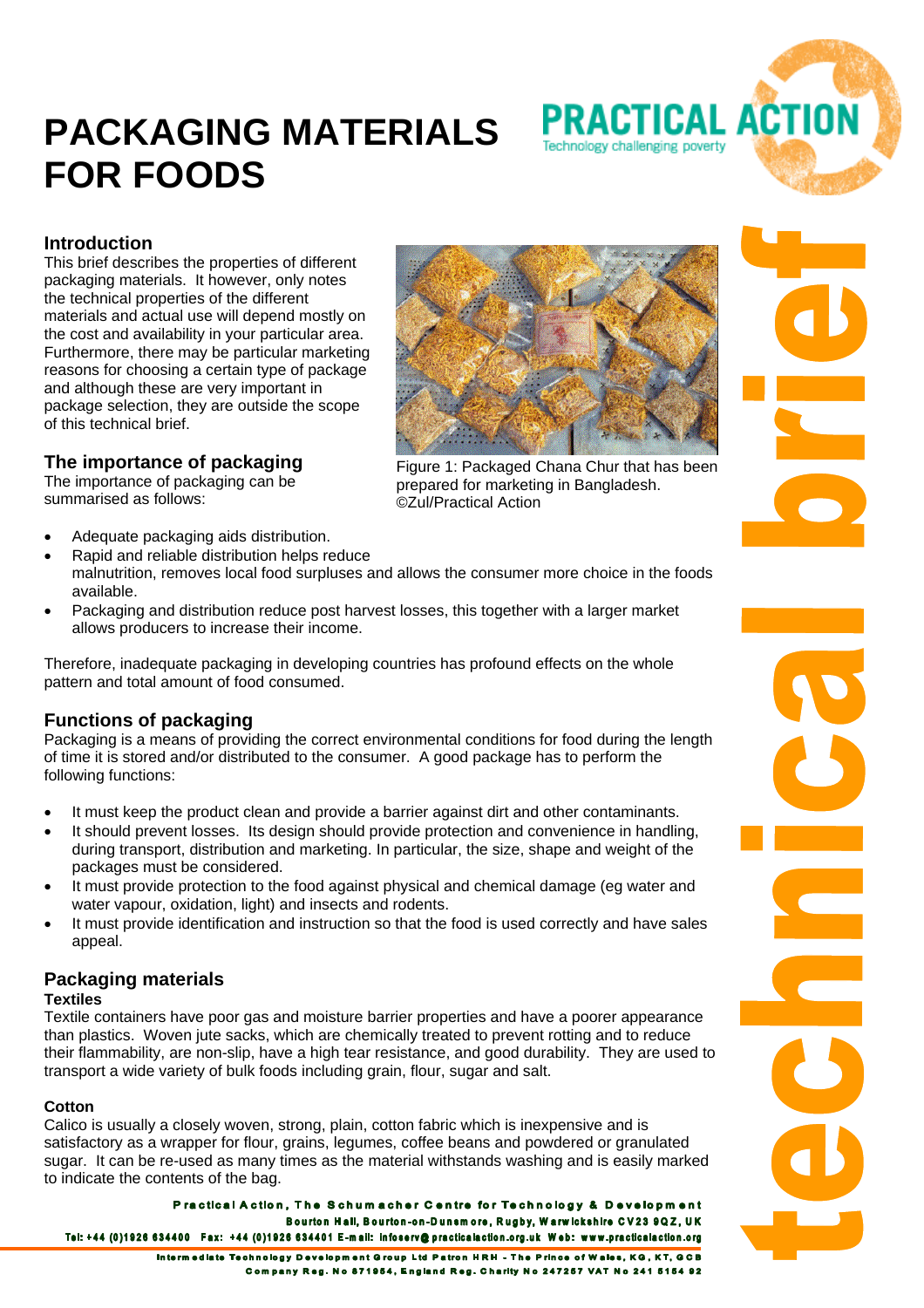# PACKAGING MATERIALS FOR FOODS

## Introduction

This brief describes the properties of different packaging materials. It however, only notes the technical properties of the different materials and actual use will depend mostly on the cost and availability in your particular area. Furthermore, there may be particular marketing reasons for choosing a certain type of package and although these are very important in package selection, they are outside the scope of this technical brief.

Figure 1: Packaged Chana Chur that has been prepared for marketing in Bangladesh. ©Zul/Practical Action

## The importance of packaging

The importance of packaging can be summarised as follows:

- Adequate packaging aids distribution.
- Rapid and reliable distribution helps reduce malnutrition, removes local food surpluses and allows the consumer more choice in the foods available.
- Packaging and distribution reduce post harvest losses, this together with a larger market allows producers to increase their income.

Therefore, inadequate packaging in developing countries has profound effects on the whole pattern and total amount of food consumed.

## Functions of packaging

Packaging is a means of providing the correct environmental conditions for food during the length of time it is stored and/or distributed to the consumer. A good package has to perform the following functions:

- It must keep the product clean and provide a barrier against dirt and other contaminants.
- It should prevent losses. Its design should provide protection and convenience in handling, during transport, distribution and marketing. In particular, the size, shape and weight of the packages must be considered.
- It must provide protection to the food against physical and chemical damage (eg water and water vapour, oxidation, light) and insects and rodents.
- It must provide identification and instruction so that the food is used correctly and have sales appeal.

## Packaging materials

### Textiles

Textile containers have poor gas and moisture barrier properties and have a poorer appearance than plastics. Woven jute sacks, which are chemically treated to prevent rotting and to reduce their flammability, are non-slip, have a high tear resistance, and good durability. They are used to transport a wide variety of bulk foods including grain, flour, sugar and salt.

### Cotton

Calico is usually a closely woven, strong, plain, cotton fabric which is inexpensive and is satisfactory as a wrapper for flour, grains, legumes, coffee beans and powdered or granulated sugar. It can be re-used as many times as the material withstands washing and is easily marked to indicate the contents of the bag.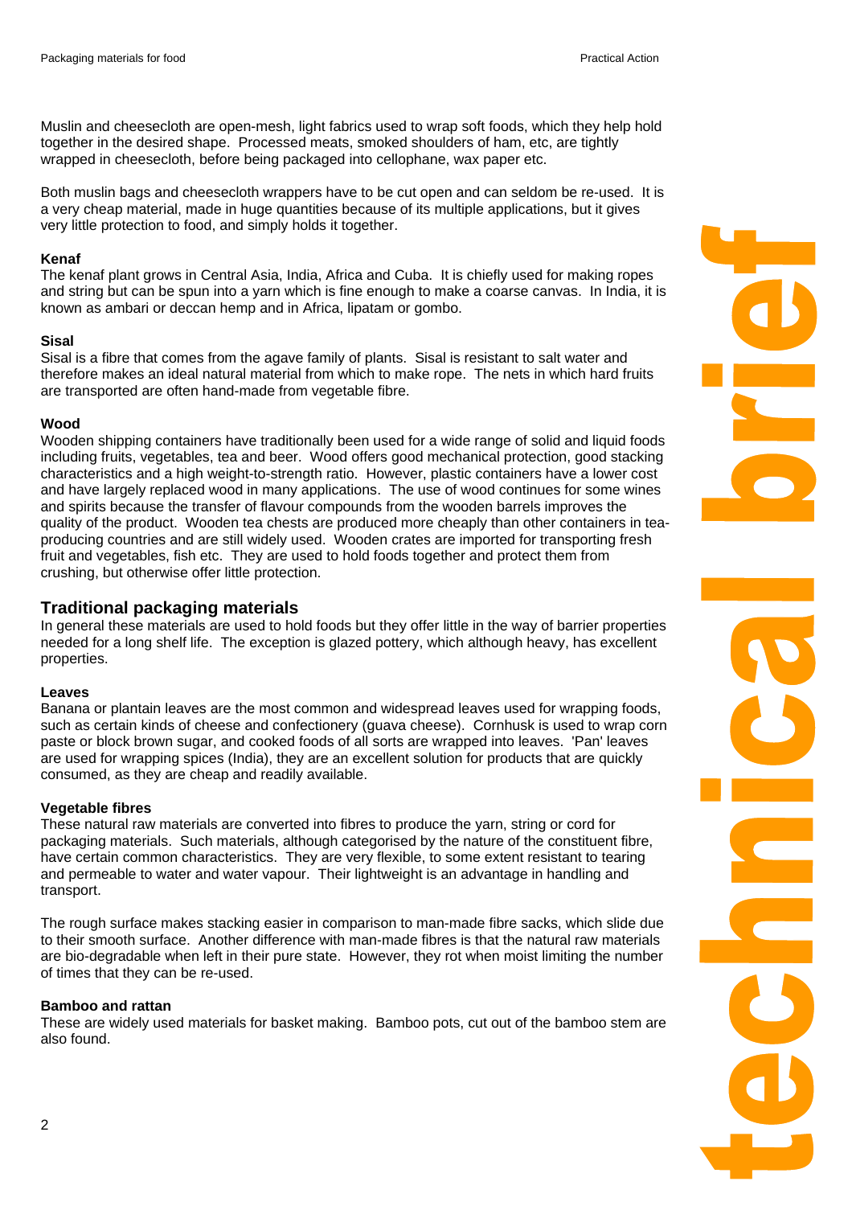Muslin and cheesecloth are open-mesh, light fabrics used to wrap soft foods, which they help hold together in the desired shape. Processed meats, smoked shoulders of ham, etc, are tightly wrapped in cheesecloth, before being packaged into cellophane, wax paper etc.

Both muslin bags and cheesecloth wrappers have to be cut open and can seldom be re-used. It is a very cheap material, made in huge quantities because of its multiple applications, but it gives very little protection to food, and simply holds it together.

**Kenaf**
The kenaf plant grows in Central Asia, India, Africa and Cuba. It is chiefly used for making ropes and string but can be spun into a yarn which is fine enough to make a coarse canvas. In India, it is known as ambari or deccan hemp and in Africa, lipatam or gombo.

**Sisal**
Sisal is a fibre that comes from the agave family of plants. Sisal is resistant to salt water and therefore makes an ideal natural material from which to make rope. The nets in which hard fruits are transported are often hand-made from vegetable fibre.

**Wood**
Wooden shipping containers have traditionally been used for a wide range of solid and liquid foods including fruits, vegetables, tea and beer. Wood offers good mechanical protection, good stacking characteristics and a high weight-to-strength ratio. However, plastic containers have a lower cost and have largely replaced wood in many applications. The use of wood continues for some wines and spirits because the transfer of flavour compounds from the wooden barrels improves the quality of the product. Wooden tea chests are produced more cheaply than other containers in tea-producing countries and are still widely used. Wooden crates are imported for transporting fresh fruit and vegetables, fish etc. They are used to hold foods together and protect them from crushing, but otherwise offer little protection.

## Traditional packaging materials

In general these materials are used to hold foods but they offer little in the way of barrier properties needed for a long shelf life. The exception is glazed pottery, which although heavy, has excellent properties.

**Leaves**
Banana or plantain leaves are the most common and widespread leaves used for wrapping foods, such as certain kinds of cheese and confectionery (guava cheese). Cornhusk is used to wrap corn paste or block brown sugar, and cooked foods of all sorts are wrapped into leaves. 'Pan' leaves are used for wrapping spices (India), they are an excellent solution for products that are quickly consumed, as they are cheap and readily available.

**Vegetable fibres**
These natural raw materials are converted into fibres to produce the yarn, string or cord for packaging materials. Such materials, although categorised by the nature of the constituent fibre, have certain common characteristics. They are very flexible, to some extent resistant to tearing and permeable to water and water vapour. Their lightweight is an advantage in handling and transport.

The rough surface makes stacking easier in comparison to man-made fibre sacks, which slide due to their smooth surface. Another difference with man-made fibres is that the natural raw materials are bio-degradable when left in their pure state. However, they rot when moist limiting the number of times that they can be re-used.

**Bamboo and rattan**
These are widely used materials for basket making. Bamboo pots, cut out of the bamboo stem are also found.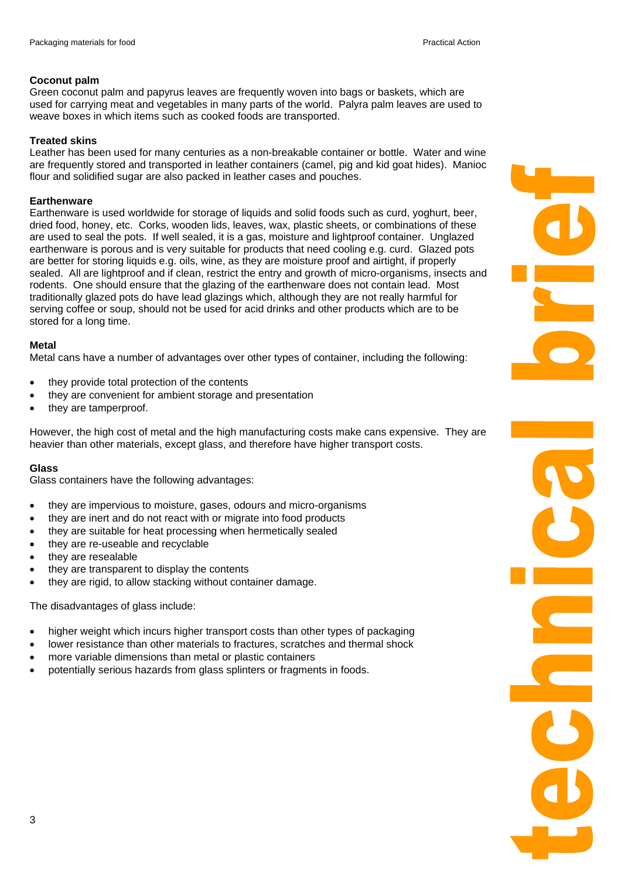**Coconut palm**
Green coconut palm and papyrus leaves are frequently woven into bags or baskets, which are used for carrying meat and vegetables in many parts of the world. Palyra palm leaves are used to weave boxes in which items such as cooked foods are transported.

**Treated skins**
Leather has been used for many centuries as a non-breakable container or bottle. Water and wine are frequently stored and transported in leather containers (camel, pig and kid goat hides). Manioc flour and solidified sugar are also packed in leather cases and pouches.

**Earthenware**
Earthenware is used worldwide for storage of liquids and solid foods such as curd, yoghurt, beer, dried food, honey, etc. Corks, wooden lids, leaves, wax, plastic sheets, or combinations of these are used to seal the pots. If well sealed, it is a gas, moisture and lightproof container. Unglazed earthenware is porous and is very suitable for products that need cooling e.g. curd. Glazed pots are better for storing liquids e.g. oils, wine, as they are moisture proof and airtight, if properly sealed. All are lightproof and if clean, restrict the entry and growth of micro-organisms, insects and rodents. One should ensure that the glazing of the earthenware does not contain lead. Most traditionally glazed pots do have lead glazings which, although they are not really harmful for serving coffee or soup, should not be used for acid drinks and other products which are to be stored for a long time.

**Metal**
Metal cans have a number of advantages over other types of container, including the following:

- they provide total protection of the contents
- they are convenient for ambient storage and presentation
- they are tamperproof.

However, the high cost of metal and the high manufacturing costs make cans expensive. They are heavier than other materials, except glass, and therefore have higher transport costs.

**Glass**
Glass containers have the following advantages:

- they are impervious to moisture, gases, odours and micro-organisms
- they are inert and do not react with or migrate into food products
- they are suitable for heat processing when hermetically sealed
- they are re-useable and recyclable
- they are resealable
- they are transparent to display the contents
- they are rigid, to allow stacking without container damage.

The disadvantages of glass include:

- higher weight which incurs higher transport costs than other types of packaging
- lower resistance than other materials to fractures, scratches and thermal shock
- more variable dimensions than metal or plastic containers
- potentially serious hazards from glass splinters or fragments in foods.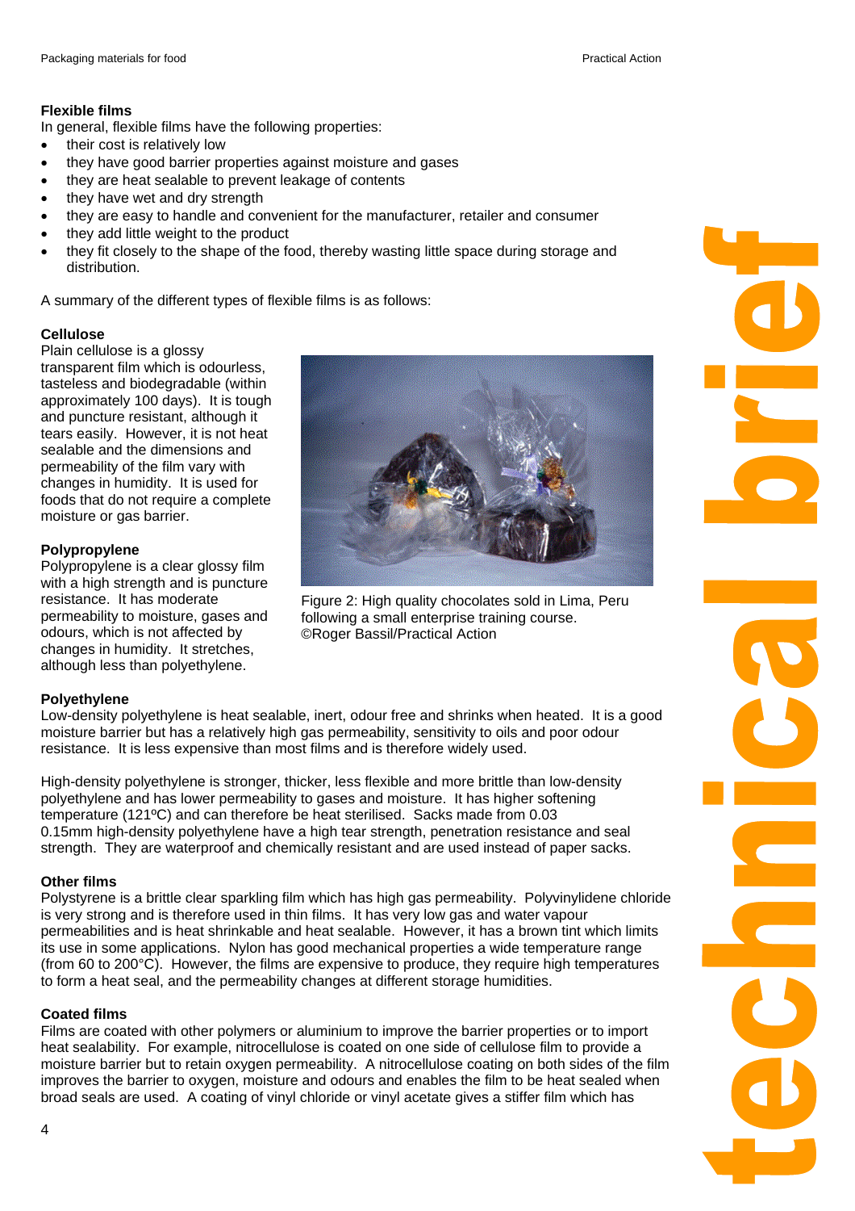**Flexible films**

In general, flexible films have the following properties:

- their cost is relatively low
- they have good barrier properties against moisture and gases
- they are heat sealable to prevent leakage of contents
- they have wet and dry strength
- they are easy to handle and convenient for the manufacturer, retailer and consumer
- they add little weight to the product
- they fit closely to the shape of the food, thereby wasting little space during storage and distribution.

A summary of the different types of flexible films is as follows:

**Cellulose**

Plain cellulose is a glossy transparent film which is odourless, tasteless and biodegradable (within approximately 100 days). It is tough and puncture resistant, although it tears easily. However, it is not heat sealable and the dimensions and permeability of the film vary with changes in humidity. It is used for foods that do not require a complete moisture or gas barrier.

Figure 2: High quality chocolates sold in Lima, Peru following a small enterprise training course. ©Roger Bassil/Practical Action

**Polypropylene**

Polypropylene is a clear glossy film with a high strength and is puncture resistance. It has moderate permeability to moisture, gases and odours, which is not affected by changes in humidity. It stretches, although less than polyethylene.

**Polyethylene**

Low-density polyethylene is heat sealable, inert, odour free and shrinks when heated. It is a good moisture barrier but has a relatively high gas permeability, sensitivity to oils and poor odour resistance. It is less expensive than most films and is therefore widely used.

High-density polyethylene is stronger, thicker, less flexible and more brittle than low-density polyethylene and has lower permeability to gases and moisture. It has higher softening temperature (121ºC) and can therefore be heat sterilised. Sacks made from 0.03 0.15mm high-density polyethylene have a high tear strength, penetration resistance and seal strength. They are waterproof and chemically resistant and are used instead of paper sacks.

**Other films**

Polystyrene is a brittle clear sparkling film which has high gas permeability. Polyvinylidene chloride is very strong and is therefore used in thin films. It has very low gas and water vapour permeabilities and is heat shrinkable and heat sealable. However, it has a brown tint which limits its use in some applications. Nylon has good mechanical properties a wide temperature range (from 60 to 200°C). However, the films are expensive to produce, they require high temperatures to form a heat seal, and the permeability changes at different storage humidities.

**Coated films**

Films are coated with other polymers or aluminium to improve the barrier properties or to import heat sealability. For example, nitrocellulose is coated on one side of cellulose film to provide a moisture barrier but to retain oxygen permeability. A nitrocellulose coating on both sides of the film improves the barrier to oxygen, moisture and odours and enables the film to be heat sealed when broad seals are used. A coating of vinyl chloride or vinyl acetate gives a stiffer film which has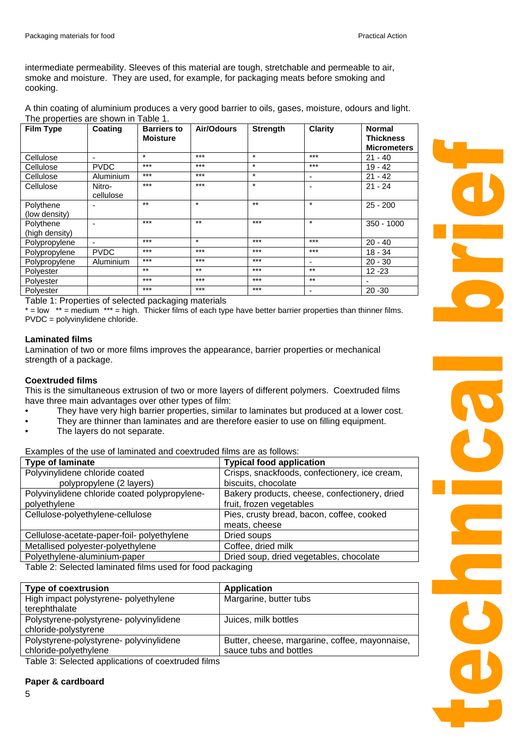intermediate permeability. Sleeves of this material are tough, stretchable and permeable to air, smoke and moisture. They are used, for example, for packaging meats before smoking and cooking.

A thin coating of aluminium produces a very good barrier to oils, gases, moisture, odours and light. The properties are shown in Table 1.

| Film Type | Coating | Barriers to Moisture | Air/Odours | Strength | Clarity | Normal Thickness Micrometers |
|---|---|---|---|---|---|---|
| Cellulose | - | * | *** | * | *** | 21 - 40 |
| Cellulose | PVDC | *** | *** | * | *** | 19 - 42 |
| Cellulose | Aluminium | *** | *** | * | - | 21 - 42 |
| Cellulose | Nitro-cellulose | *** | *** | * | - | 21 - 24 |
| Polythene (low density) | - | ** | * | ** | * | 25 - 200 |
| Polythene (high density) | - | *** | ** | *** | * | 350 - 1000 |
| Polypropylene | - | *** | * | *** | *** | 20 - 40 |
| Polypropylene | PVDC | *** | *** | *** | *** | 18 - 34 |
| Polypropylene | Aluminium | *** | *** | *** | - | 20 - 30 |
| Polyester | | ** | ** | *** | ** | 12 -23 |
| Polyester | | *** | *** | *** | ** | - |
| Polyester | | *** | *** | *** | - | 20 -30 |

Table 1: Properties of selected packaging materials

* = low ** = medium *** = high. Thicker films of each type have better barrier properties than thinner films. PVDC = polyvinylidene chloride.

### Laminated films

Lamination of two or more films improves the appearance, barrier properties or mechanical strength of a package.

### Coextruded films

This is the simultaneous extrusion of two or more layers of different polymers. Coextruded films have three main advantages over other types of film:

- They have very high barrier properties, similar to laminates but produced at a lower cost.
- They are thinner than laminates and are therefore easier to use on filling equipment.
- The layers do not separate.

Examples of the use of laminated and coextruded films are as follows:

| Type of laminate | Typical food application |
|---|---|
| Polyvinylidene chloride coated polypropylene (2 layers) | Crisps, snackfoods, confectionery, ice cream, biscuits, chocolate |
| Polyvinylidene chloride coated polypropylene-polyethylene | Bakery products, cheese, confectionery, dried fruit, frozen vegetables |
| Cellulose-polyethylene-cellulose | Pies, crusty bread, bacon, coffee, cooked meats, cheese |
| Cellulose-acetate-paper-foil- polyethylene | Dried soups |
| Metallised polyester-polyethylene | Coffee, dried milk |
| Polyethylene-aluminium-paper | Dried soup, dried vegetables, chocolate |

Table 2: Selected laminated films used for food packaging

| Type of coextrusion | Application |
|---|---|
| High impact polystyrene- polyethylene terephthalate | Margarine, butter tubs |
| Polystyrene-polystyrene- polyvinylidene chloride-polystyrene | Juices, milk bottles |
| Polystyrene-polystyrene- polyvinylidene chloride-polyethylene | Butter, cheese, margarine, coffee, mayonnaise, sauce tubs and bottles |

Table 3: Selected applications of coextruded films

### Paper & cardboard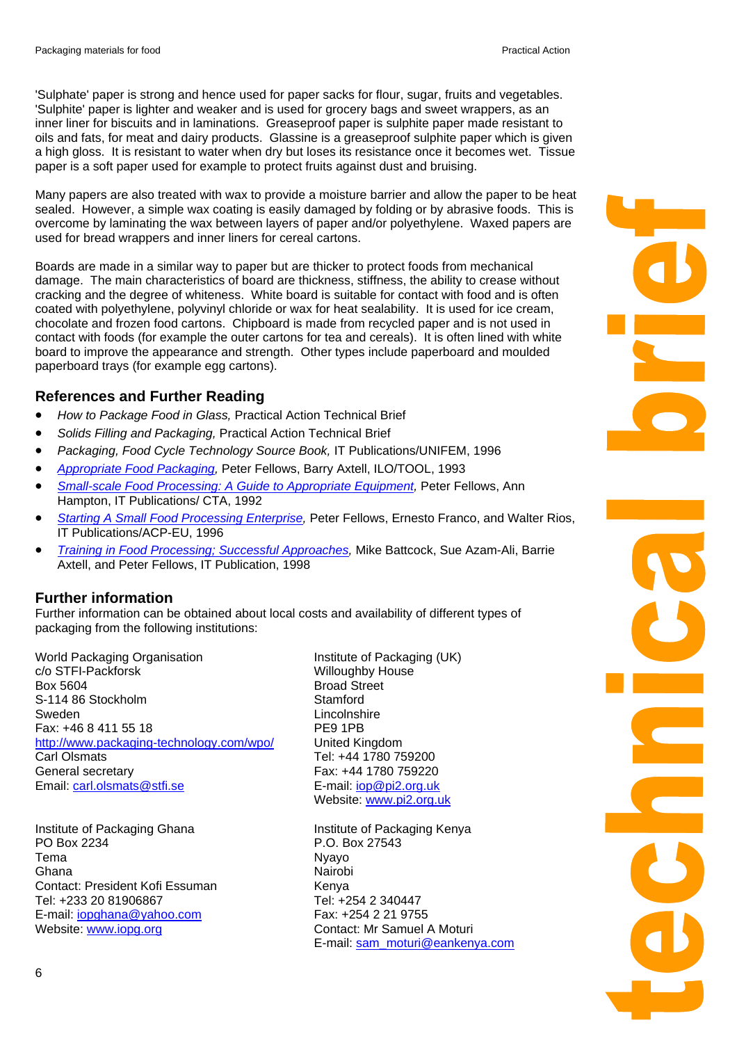'Sulphate' paper is strong and hence used for paper sacks for flour, sugar, fruits and vegetables. 'Sulphite' paper is lighter and weaker and is used for grocery bags and sweet wrappers, as an inner liner for biscuits and in laminations. Greaseproof paper is sulphite paper made resistant to oils and fats, for meat and dairy products. Glassine is a greaseproof sulphite paper which is given a high gloss. It is resistant to water when dry but loses its resistance once it becomes wet. Tissue paper is a soft paper used for example to protect fruits against dust and bruising.

Many papers are also treated with wax to provide a moisture barrier and allow the paper to be heat sealed. However, a simple wax coating is easily damaged by folding or by abrasive foods. This is overcome by laminating the wax between layers of paper and/or polyethylene. Waxed papers are used for bread wrappers and inner liners for cereal cartons.

Boards are made in a similar way to paper but are thicker to protect foods from mechanical damage. The main characteristics of board are thickness, stiffness, the ability to crease without cracking and the degree of whiteness. White board is suitable for contact with food and is often coated with polyethylene, polyvinyl chloride or wax for heat sealability. It is used for ice cream, chocolate and frozen food cartons. Chipboard is made from recycled paper and is not used in contact with foods (for example the outer cartons for tea and cereals). It is often lined with white board to improve the appearance and strength. Other types include paperboard and moulded paperboard trays (for example egg cartons).

## References and Further Reading

- *How to Package Food in Glass,* Practical Action Technical Brief
- *Solids Filling and Packaging,* Practical Action Technical Brief
- *Packaging, Food Cycle Technology Source Book,* IT Publications/UNIFEM, 1996
- *Appropriate Food Packaging,* Peter Fellows, Barry Axtell, ILO/TOOL, 1993
- *Small-scale Food Processing: A Guide to Appropriate Equipment,* Peter Fellows, Ann Hampton, IT Publications/ CTA, 1992
- *Starting A Small Food Processing Enterprise,* Peter Fellows, Ernesto Franco, and Walter Rios, IT Publications/ACP-EU, 1996
- *Training in Food Processing; Successful Approaches,* Mike Battcock, Sue Azam-Ali, Barrie Axtell, and Peter Fellows, IT Publication, 1998

## Further information

Further information can be obtained about local costs and availability of different types of packaging from the following institutions:

World Packaging Organisation
c/o STFI-Packforsk
Box 5604
S-114 86 Stockholm
Sweden
Fax: +46 8 411 55 18
http://www.packaging-technology.com/wpo/
Carl Olsmats
General secretary
Email: carl.olsmats@stfi.se

Institute of Packaging (UK)
Willoughby House
Broad Street
Stamford
Lincolnshire
PE9 1PB
United Kingdom
Tel: +44 1780 759200
Fax: +44 1780 759220
E-mail: iop@pi2.org.uk
Website: www.pi2.org.uk

Institute of Packaging Ghana
PO Box 2234
Tema
Ghana
Contact: President Kofi Essuman
Tel: +233 20 81906867
E-mail: iopghana@yahoo.com
Website: www.iopg.org

Institute of Packaging Kenya
P.O. Box 27543
Nyayo
Nairobi
Kenya
Tel: +254 2 340447
Fax: +254 2 21 9755
Contact: Mr Samuel A Moturi
E-mail: sam_moturi@eankenya.com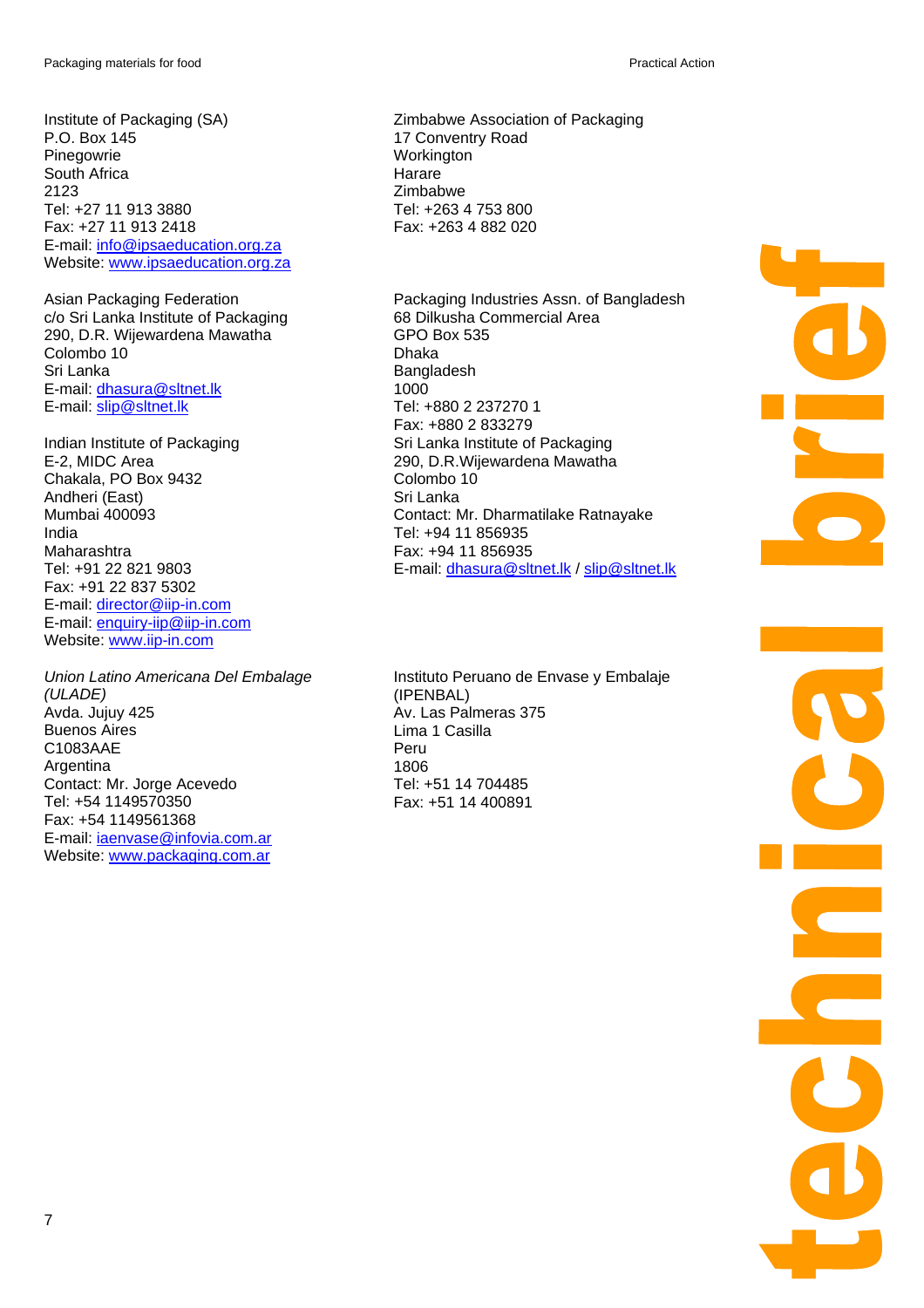Institute of Packaging (SA)
P.O. Box 145
Pinegowrie
South Africa
2123
Tel: +27 11 913 3880
Fax: +27 11 913 2418
E-mail: info@ipsaeducation.org.za
Website: www.ipsaeducation.org.za

Asian Packaging Federation
c/o Sri Lanka Institute of Packaging
290, D.R. Wijewardena Mawatha
Colombo 10
Sri Lanka
E-mail: dhasura@sltnet.lk
E-mail: slip@sltnet.lk

Indian Institute of Packaging
E-2, MIDC Area
Chakala, PO Box 9432
Andheri (East)
Mumbai 400093
India
Maharashtra
Tel: +91 22 821 9803
Fax: +91 22 837 5302
E-mail: director@iip-in.com
E-mail: enquiry-iip@iip-in.com
Website: www.iip-in.com

*Union Latino Americana Del Embalage (ULADE)*
Avda. Jujuy 425
Buenos Aires
C1083AAE
Argentina
Contact: Mr. Jorge Acevedo
Tel: +54 1149570350
Fax: +54 1149561368
E-mail: iaenvase@infovia.com.ar
Website: www.packaging.com.ar

Zimbabwe Association of Packaging
17 Conventry Road
Workington
Harare
Zimbabwe
Tel: +263 4 753 800
Fax: +263 4 882 020

Packaging Industries Assn. of Bangladesh
68 Dilkusha Commercial Area
GPO Box 535
Dhaka
Bangladesh
1000
Tel: +880 2 237270 1
Fax: +880 2 833279

Sri Lanka Institute of Packaging
290, D.R.Wijewardena Mawatha
Colombo 10
Sri Lanka
Contact: Mr. Dharmatilake Ratnayake
Tel: +94 11 856935
Fax: +94 11 856935
E-mail: dhasura@sltnet.lk / slip@sltnet.lk

Instituto Peruano de Envase y Embalaje (IPENBAL)
Av. Las Palmeras 375
Lima 1 Casilla
Peru
1806
Tel: +51 14 704485
Fax: +51 14 400891